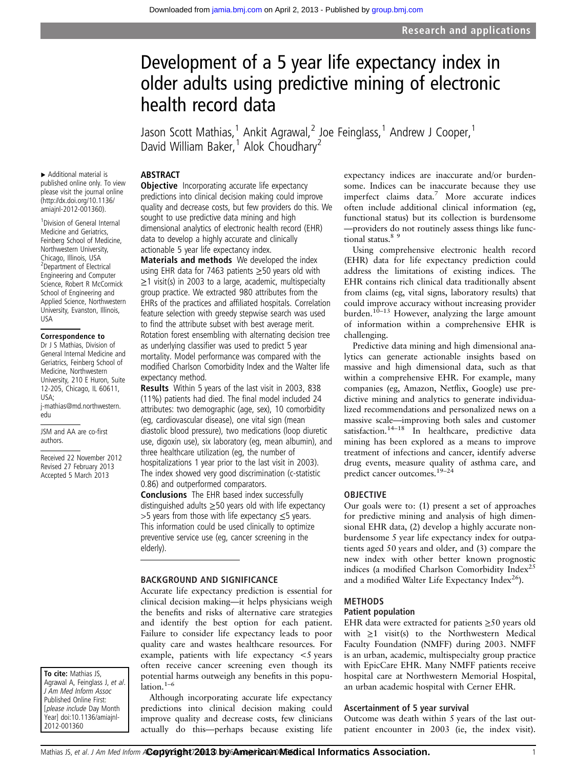# Development of a 5 year life expectancy index in older adults using predictive mining of electronic health record data

Jason Scott Mathias,[1] Ankit Agrawal,[2] Joe Feinglass,[1] Andrew J Cooper,[1] David William Baker,[1] Alok Choudhary[2]

▸ Additional material is published online only. To view please visit the journal online (http://dx.doi.org/10.1136/amiajnl-2012-001360).

[1]Division of General Internal Medicine and Geriatrics, Feinberg School of Medicine, Northwestern University, Chicago, Illinois, USA
[2]Department of Electrical Engineering and Computer Science, Robert R McCormick School of Engineering and Applied Science, Northwestern University, Evanston, Illinois, USA

**Correspondence to**
Dr J S Mathias, Division of General Internal Medicine and Geriatrics, Feinberg School of Medicine, Northwestern University, 210 E Huron, Suite 12-205, Chicago, IL 60611, USA; j-mathias@md.northwestern.edu

JSM and AA are co-first authors.

Received 22 November 2012
Revised 27 February 2013
Accepted 5 March 2013

**To cite:** Mathias JS, Agrawal A, Feinglass J, *et al. J Am Med Inform Assoc* Published Online First: [*please include* Day Month Year] doi:10.1136/amiajnl-2012-001360

## ABSTRACT

**Objective** Incorporating accurate life expectancy predictions into clinical decision making could improve quality and decrease costs, but few providers do this. We sought to use predictive data mining and high dimensional analytics of electronic health record (EHR) data to develop a highly accurate and clinically actionable 5 year life expectancy index.

**Materials and methods** We developed the index using EHR data for 7463 patients ≥50 years old with ≥1 visit(s) in 2003 to a large, academic, multispecialty group practice. We extracted 980 attributes from the EHRs of the practices and affiliated hospitals. Correlation feature selection with greedy stepwise search was used to find the attribute subset with best average merit. Rotation forest ensembling with alternating decision tree as underlying classifier was used to predict 5 year mortality. Model performance was compared with the modified Charlson Comorbidity Index and the Walter life expectancy method.

**Results** Within 5 years of the last visit in 2003, 838 (11%) patients had died. The final model included 24 attributes: two demographic (age, sex), 10 comorbidity (eg, cardiovascular disease), one vital sign (mean diastolic blood pressure), two medications (loop diuretic use, digoxin use), six laboratory (eg, mean albumin), and three healthcare utilization (eg, the number of hospitalizations 1 year prior to the last visit in 2003). The index showed very good discrimination (c-statistic 0.86) and outperformed comparators.

**Conclusions** The EHR based index successfully distinguished adults ≥50 years old with life expectancy >5 years from those with life expectancy ≤5 years. This information could be used clinically to optimize preventive service use (eg, cancer screening in the elderly).

## BACKGROUND AND SIGNIFICANCE

Accurate life expectancy prediction is essential for clinical decision making—it helps physicians weigh the benefits and risks of alternative care strategies and identify the best option for each patient. Failure to consider life expectancy leads to poor quality care and wastes healthcare resources. For example, patients with life expectancy <5 years often receive cancer screening even though its potential harms outweigh any benefits in this population.[1–6]

Although incorporating accurate life expectancy predictions into clinical decision making could improve quality and decrease costs, few clinicians actually do this—perhaps because existing life expectancy indices are inaccurate and/or burdensome. Indices can be inaccurate because they use imperfect claims data.[7] More accurate indices often include additional clinical information (eg, functional status) but its collection is burdensome—providers do not routinely assess things like functional status.[8 9]

Using comprehensive electronic health record (EHR) data for life expectancy prediction could address the limitations of existing indices. The EHR contains rich clinical data traditionally absent from claims (eg, vital signs, laboratory results) that could improve accuracy without increasing provider burden.[10–13] However, analyzing the large amount of information within a comprehensive EHR is challenging.

Predictive data mining and high dimensional analytics can generate actionable insights based on massive and high dimensional data, such as that within a comprehensive EHR. For example, many companies (eg, Amazon, Netflix, Google) use predictive mining and analytics to generate individualized recommendations and personalized news on a massive scale—improving both sales and customer satisfaction.[14–18] In healthcare, predictive data mining has been explored as a means to improve treatment of infections and cancer, identify adverse drug events, measure quality of asthma care, and predict cancer outcomes.[19–24]

## OBJECTIVE

Our goals were to: (1) present a set of approaches for predictive mining and analysis of high dimensional EHR data, (2) develop a highly accurate non-burdensome 5 year life expectancy index for outpatients aged 50 years and older, and (3) compare the new index with other better known prognostic indices (a modified Charlson Comorbidity Index[25] and a modified Walter Life Expectancy Index[26]).

## METHODS

### Patient population

EHR data were extracted for patients ≥50 years old with ≥1 visit(s) to the Northwestern Medical Faculty Foundation (NMFF) during 2003. NMFF is an urban, academic, multispecialty group practice with EpicCare EHR. Many NMFF patients receive hospital care at Northwestern Memorial Hospital, an urban academic hospital with Cerner EHR.

### Ascertainment of 5 year survival

Outcome was death within 5 years of the last outpatient encounter in 2003 (ie, the index visit).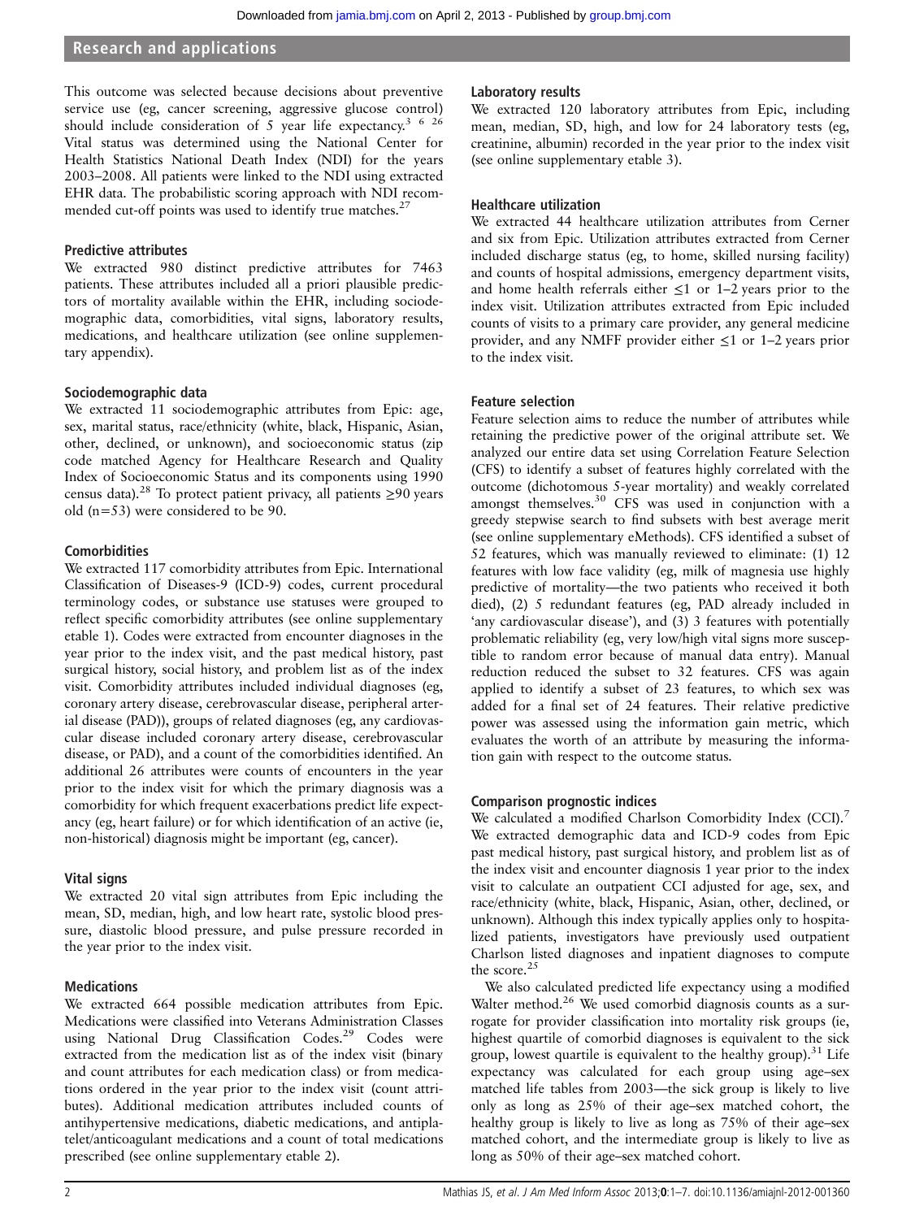This outcome was selected because decisions about preventive service use (eg, cancer screening, aggressive glucose control) should include consideration of 5 year life expectancy.[3 6 26] Vital status was determined using the National Center for Health Statistics National Death Index (NDI) for the years 2003–2008. All patients were linked to the NDI using extracted EHR data. The probabilistic scoring approach with NDI recommended cut-off points was used to identify true matches.[27]

### Predictive attributes

We extracted 980 distinct predictive attributes for 7463 patients. These attributes included all a priori plausible predictors of mortality available within the EHR, including sociodemographic data, comorbidities, vital signs, laboratory results, medications, and healthcare utilization (see online supplementary appendix).

### Sociodemographic data

We extracted 11 sociodemographic attributes from Epic: age, sex, marital status, race/ethnicity (white, black, Hispanic, Asian, other, declined, or unknown), and socioeconomic status (zip code matched Agency for Healthcare Research and Quality Index of Socioeconomic Status and its components using 1990 census data).[28] To protect patient privacy, all patients ≥90 years old (n=53) were considered to be 90.

### Comorbidities

We extracted 117 comorbidity attributes from Epic. International Classification of Diseases-9 (ICD-9) codes, current procedural terminology codes, or substance use statuses were grouped to reflect specific comorbidity attributes (see online supplementary etable 1). Codes were extracted from encounter diagnoses in the year prior to the index visit, and the past medical history, past surgical history, social history, and problem list as of the index visit. Comorbidity attributes included individual diagnoses (eg, coronary artery disease, cerebrovascular disease, peripheral arterial disease (PAD)), groups of related diagnoses (eg, any cardiovascular disease included coronary artery disease, cerebrovascular disease, or PAD), and a count of the comorbidities identified. An additional 26 attributes were counts of encounters in the year prior to the index visit for which the primary diagnosis was a comorbidity for which frequent exacerbations predict life expectancy (eg, heart failure) or for which identification of an active (ie, non-historical) diagnosis might be important (eg, cancer).

### Vital signs

We extracted 20 vital sign attributes from Epic including the mean, SD, median, high, and low heart rate, systolic blood pressure, diastolic blood pressure, and pulse pressure recorded in the year prior to the index visit.

### Medications

We extracted 664 possible medication attributes from Epic. Medications were classified into Veterans Administration Classes using National Drug Classification Codes.[29] Codes were extracted from the medication list as of the index visit (binary and count attributes for each medication class) or from medications ordered in the year prior to the index visit (count attributes). Additional medication attributes included counts of antihypertensive medications, diabetic medications, and antiplatelet/anticoagulant medications and a count of total medications prescribed (see online supplementary etable 2).

### Laboratory results

We extracted 120 laboratory attributes from Epic, including mean, median, SD, high, and low for 24 laboratory tests (eg, creatinine, albumin) recorded in the year prior to the index visit (see online supplementary etable 3).

### Healthcare utilization

We extracted 44 healthcare utilization attributes from Cerner and six from Epic. Utilization attributes extracted from Cerner included discharge status (eg, to home, skilled nursing facility) and counts of hospital admissions, emergency department visits, and home health referrals either ≤1 or 1–2 years prior to the index visit. Utilization attributes extracted from Epic included counts of visits to a primary care provider, any general medicine provider, and any NMFF provider either ≤1 or 1–2 years prior to the index visit.

### Feature selection

Feature selection aims to reduce the number of attributes while retaining the predictive power of the original attribute set. We analyzed our entire data set using Correlation Feature Selection (CFS) to identify a subset of features highly correlated with the outcome (dichotomous 5-year mortality) and weakly correlated amongst themselves.[30] CFS was used in conjunction with a greedy stepwise search to find subsets with best average merit (see online supplementary eMethods). CFS identified a subset of 52 features, which was manually reviewed to eliminate: (1) 12 features with low face validity (eg, milk of magnesia use highly predictive of mortality—the two patients who received it both died), (2) 5 redundant features (eg, PAD already included in 'any cardiovascular disease'), and (3) 3 features with potentially problematic reliability (eg, very low/high vital signs more susceptible to random error because of manual data entry). Manual reduction reduced the subset to 32 features. CFS was again applied to identify a subset of 23 features, to which sex was added for a final set of 24 features. Their relative predictive power was assessed using the information gain metric, which evaluates the worth of an attribute by measuring the information gain with respect to the outcome status.

### Comparison prognostic indices

We calculated a modified Charlson Comorbidity Index (CCI).[7] We extracted demographic data and ICD-9 codes from Epic past medical history, past surgical history, and problem list as of the index visit and encounter diagnosis 1 year prior to the index visit to calculate an outpatient CCI adjusted for age, sex, and race/ethnicity (white, black, Hispanic, Asian, other, declined, or unknown). Although this index typically applies only to hospitalized patients, investigators have previously used outpatient Charlson listed diagnoses and inpatient diagnoses to compute the score.[25]

We also calculated predicted life expectancy using a modified Walter method.[26] We used comorbid diagnosis counts as a surrogate for provider classification into mortality risk groups (ie, highest quartile of comorbid diagnoses is equivalent to the sick group, lowest quartile is equivalent to the healthy group).[31] Life expectancy was calculated for each group using age–sex matched life tables from 2003—the sick group is likely to live only as long as 25% of their age–sex matched cohort, the healthy group is likely to live as long as 75% of their age–sex matched cohort, and the intermediate group is likely to live as long as 50% of their age–sex matched cohort.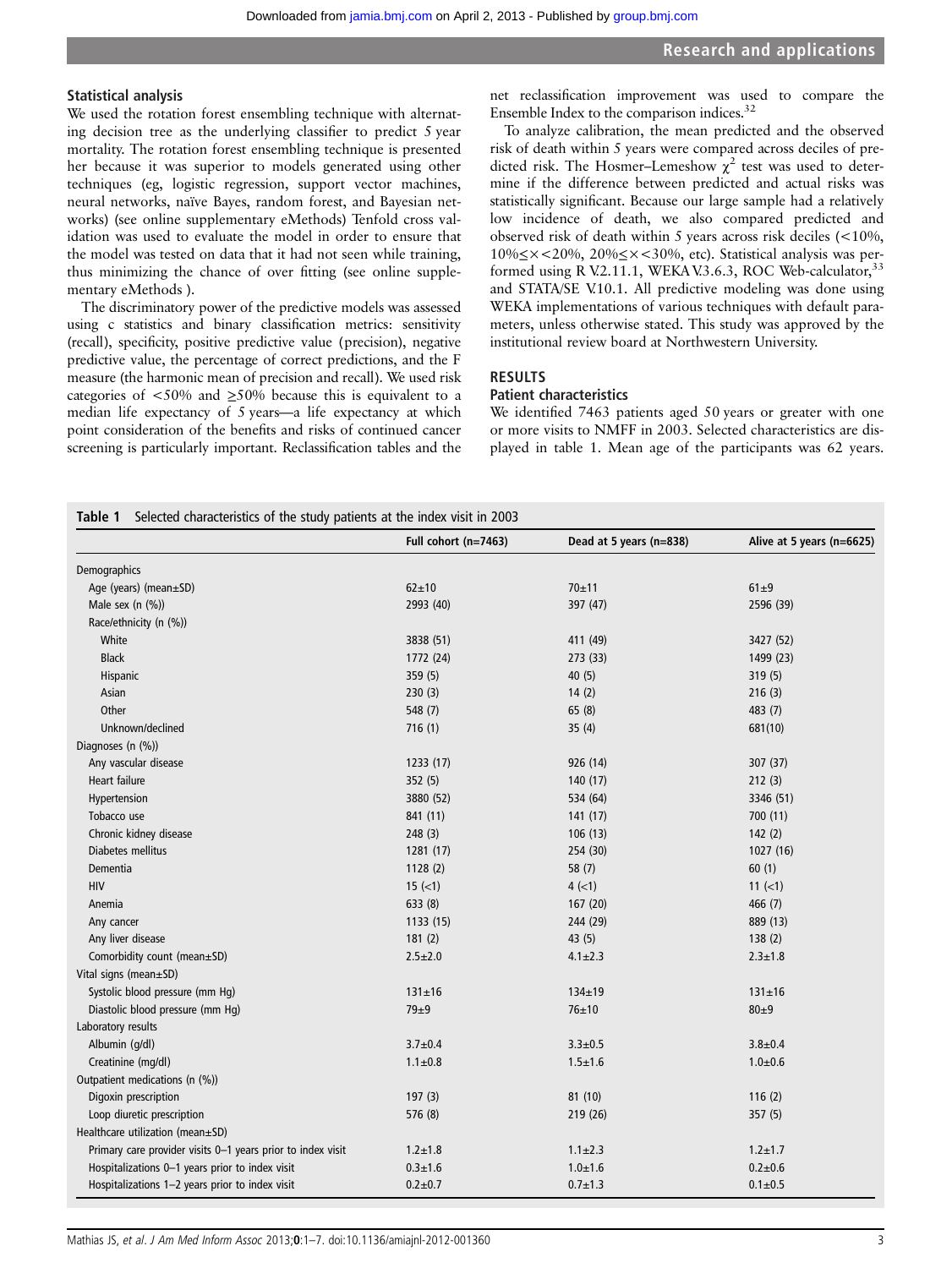### Statistical analysis

We used the rotation forest ensembling technique with alternating decision tree as the underlying classifier to predict 5 year mortality. The rotation forest ensembling technique is presented her because it was superior to models generated using other techniques (eg, logistic regression, support vector machines, neural networks, naïve Bayes, random forest, and Bayesian networks) (see online supplementary eMethods) Tenfold cross validation was used to evaluate the model in order to ensure that the model was tested on data that it had not seen while training, thus minimizing the chance of over fitting (see online supplementary eMethods ).

The discriminatory power of the predictive models was assessed using c statistics and binary classification metrics: sensitivity (recall), specificity, positive predictive value (precision), negative predictive value, the percentage of correct predictions, and the F measure (the harmonic mean of precision and recall). We used risk categories of <50% and ≥50% because this is equivalent to a median life expectancy of 5 years—a life expectancy at which point consideration of the benefits and risks of continued cancer screening is particularly important. Reclassification tables and the net reclassification improvement was used to compare the Ensemble Index to the comparison indices.[32]

To analyze calibration, the mean predicted and the observed risk of death within 5 years were compared across deciles of predicted risk. The Hosmer–Lemeshow $\chi^2$ test was used to determine if the difference between predicted and actual risks was statistically significant. Because our large sample had a relatively low incidence of death, we also compared predicted and observed risk of death within 5 years across risk deciles (<10%, 10%≤×<20%, 20%≤×<30%, etc). Statistical analysis was performed using R V.2.11.1, WEKA V.3.6.3, ROC Web-calculator,[33] and STATA/SE V.10.1. All predictive modeling was done using WEKA implementations of various techniques with default parameters, unless otherwise stated. This study was approved by the institutional review board at Northwestern University.

## RESULTS

### Patient characteristics

We identified 7463 patients aged 50 years or greater with one or more visits to NMFF in 2003. Selected characteristics are displayed in table 1. Mean age of the participants was 62 years.

**Table 1** Selected characteristics of the study patients at the index visit in 2003

| | Full cohort (n=7463) | Dead at 5 years (n=838) | Alive at 5 years (n=6625) |
|---|---|---|---|
| Demographics | | | |
| Age (years) (mean±SD) | 62±10 | 70±11 | 61±9 |
| Male sex (n (%)) | 2993 (40) | 397 (47) | 2596 (39) |
| Race/ethnicity (n (%)) | | | |
| White | 3838 (51) | 411 (49) | 3427 (52) |
| Black | 1772 (24) | 273 (33) | 1499 (23) |
| Hispanic | 359 (5) | 40 (5) | 319 (5) |
| Asian | 230 (3) | 14 (2) | 216 (3) |
| Other | 548 (7) | 65 (8) | 483 (7) |
| Unknown/declined | 716 (1) | 35 (4) | 681(10) |
| Diagnoses (n (%)) | | | |
| Any vascular disease | 1233 (17) | 926 (14) | 307 (37) |
| Heart failure | 352 (5) | 140 (17) | 212 (3) |
| Hypertension | 3880 (52) | 534 (64) | 3346 (51) |
| Tobacco use | 841 (11) | 141 (17) | 700 (11) |
| Chronic kidney disease | 248 (3) | 106 (13) | 142 (2) |
| Diabetes mellitus | 1281 (17) | 254 (30) | 1027 (16) |
| Dementia | 1128 (2) | 58 (7) | 60 (1) |
| HIV | 15 (<1) | 4 (<1) | 11 (<1) |
| Anemia | 633 (8) | 167 (20) | 466 (7) |
| Any cancer | 1133 (15) | 244 (29) | 889 (13) |
| Any liver disease | 181 (2) | 43 (5) | 138 (2) |
| Comorbidity count (mean±SD) | 2.5±2.0 | 4.1±2.3 | 2.3±1.8 |
| Vital signs (mean±SD) | | | |
| Systolic blood pressure (mm Hg) | 131±16 | 134±19 | 131±16 |
| Diastolic blood pressure (mm Hg) | 79±9 | 76±10 | 80±9 |
| Laboratory results | | | |
| Albumin (g/dl) | 3.7±0.4 | 3.3±0.5 | 3.8±0.4 |
| Creatinine (mg/dl) | 1.1±0.8 | 1.5±1.6 | 1.0±0.6 |
| Outpatient medications (n (%)) | | | |
| Digoxin prescription | 197 (3) | 81 (10) | 116 (2) |
| Loop diuretic prescription | 576 (8) | 219 (26) | 357 (5) |
| Healthcare utilization (mean±SD) | | | |
| Primary care provider visits 0–1 years prior to index visit | 1.2±1.8 | 1.1±2.3 | 1.2±1.7 |
| Hospitalizations 0–1 years prior to index visit | 0.3±1.6 | 1.0±1.6 | 0.2±0.6 |
| Hospitalizations 1–2 years prior to index visit | 0.2±0.7 | 0.7±1.3 | 0.1±0.5 |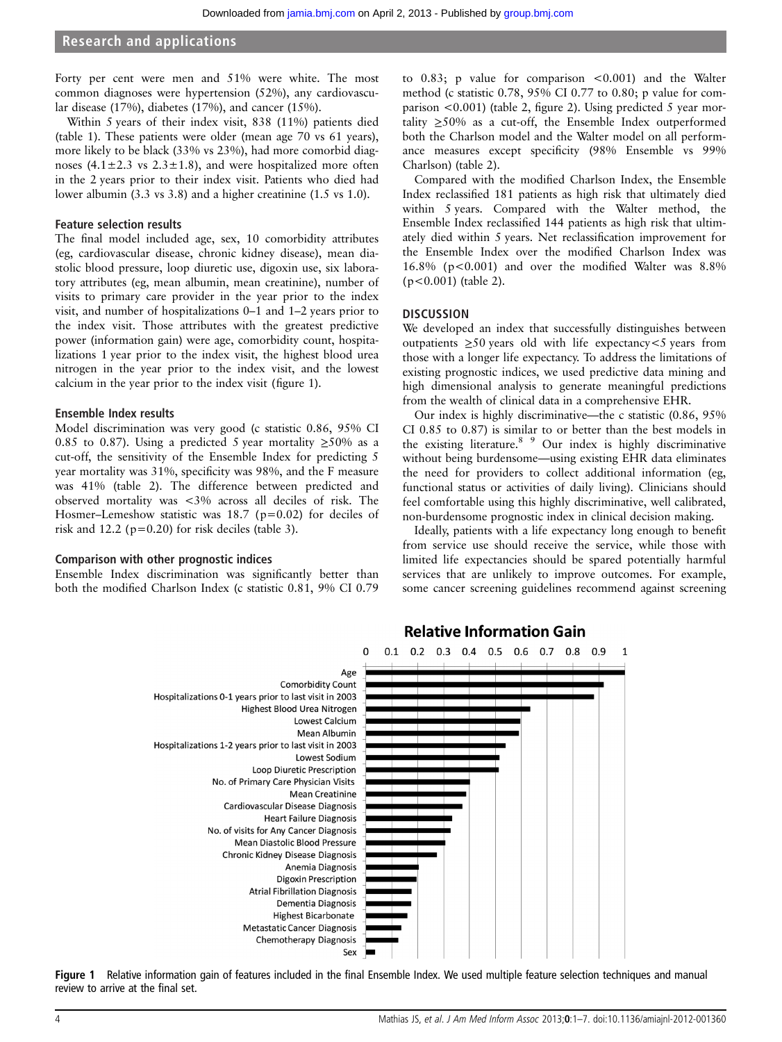Forty per cent were men and 51% were white. The most common diagnoses were hypertension (52%), any cardiovascular disease (17%), diabetes (17%), and cancer (15%).

Within 5 years of their index visit, 838 (11%) patients died (table 1). These patients were older (mean age 70 vs 61 years), more likely to be black (33% vs 23%), had more comorbid diagnoses ($4.1 \pm 2.3$ vs $2.3 \pm 1.8$), and were hospitalized more often in the 2 years prior to their index visit. Patients who died had lower albumin (3.3 vs 3.8) and a higher creatinine (1.5 vs 1.0).

### Feature selection results

The final model included age, sex, 10 comorbidity attributes (eg, cardiovascular disease, chronic kidney disease), mean diastolic blood pressure, loop diuretic use, digoxin use, six laboratory attributes (eg, mean albumin, mean creatinine), number of visits to primary care provider in the year prior to the index visit, and number of hospitalizations 0–1 and 1–2 years prior to the index visit. Those attributes with the greatest predictive power (information gain) were age, comorbidity count, hospitalizations 1 year prior to the index visit, the highest blood urea nitrogen in the year prior to the index visit, and the lowest calcium in the year prior to the index visit (figure 1).

### Ensemble Index results

Model discrimination was very good (c statistic 0.86, 95% CI 0.85 to 0.87). Using a predicted 5 year mortality ≥50% as a cut-off, the sensitivity of the Ensemble Index for predicting 5 year mortality was 31%, specificity was 98%, and the F measure was 41% (table 2). The difference between predicted and observed mortality was <3% across all deciles of risk. The Hosmer–Lemeshow statistic was 18.7 ($p=0.02$) for deciles of risk and 12.2 ($p=0.20$) for risk deciles (table 3).

### Comparison with other prognostic indices

Ensemble Index discrimination was significantly better than both the modified Charlson Index (c statistic 0.81, 9% CI 0.79 to 0.83; p value for comparison <0.001) and the Walter method (c statistic 0.78, 95% CI 0.77 to 0.80; p value for comparison <0.001) (table 2, figure 2). Using predicted 5 year mortality ≥50% as a cut-off, the Ensemble Index outperformed both the Charlson model and the Walter model on all performance measures except specificity (98% Ensemble vs 99% Charlson) (table 2).

Compared with the modified Charlson Index, the Ensemble Index reclassified 181 patients as high risk that ultimately died within 5 years. Compared with the Walter method, the Ensemble Index reclassified 144 patients as high risk that ultimately died within 5 years. Net reclassification improvement for the Ensemble Index over the modified Charlson Index was 16.8% ($p<0.001$) and over the modified Walter was 8.8% ($p<0.001$) (table 2).

## DISCUSSION

We developed an index that successfully distinguishes between outpatients ≥50 years old with life expectancy<5 years from those with a longer life expectancy. To address the limitations of existing prognostic indices, we used predictive data mining and high dimensional analysis to generate meaningful predictions from the wealth of clinical data in a comprehensive EHR.

Our index is highly discriminative—the c statistic (0.86, 95% CI 0.85 to 0.87) is similar to or better than the best models in the existing literature.[8,9] Our index is highly discriminative without being burdensome—using existing EHR data eliminates the need for providers to collect additional information (eg, functional status or activities of daily living). Clinicians should feel comfortable using this highly discriminative, well calibrated, non-burdensome prognostic index in clinical decision making.

Ideally, patients with a life expectancy long enough to benefit from service use should receive the service, while those with limited life expectancies should be spared potentially harmful services that are unlikely to improve outcomes. For example, some cancer screening guidelines recommend against screening

Figure 1 Relative information gain of features included in the final Ensemble Index. We used multiple feature selection techniques and manual review to arrive at the final set.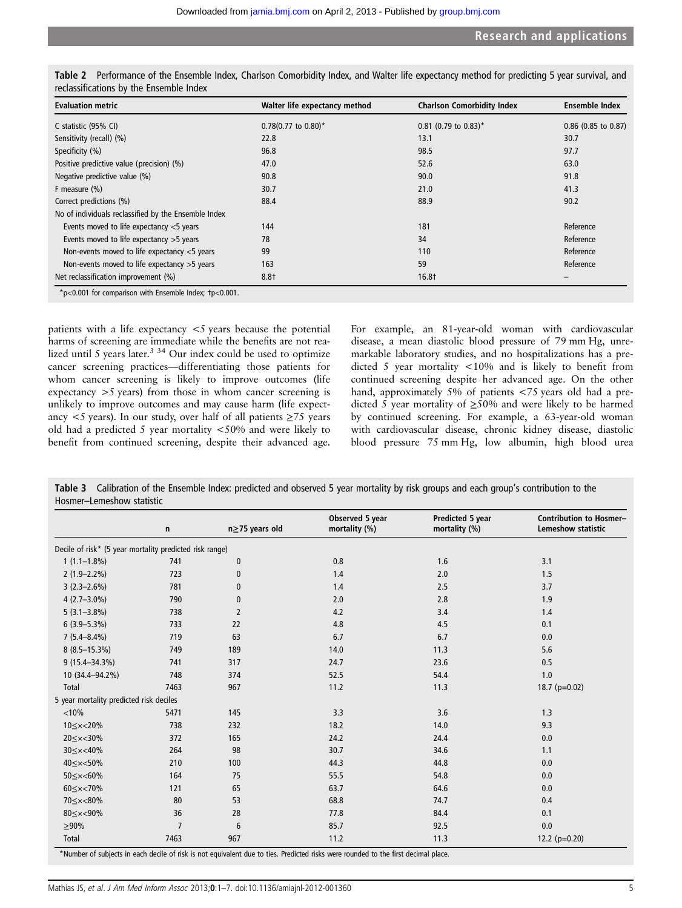Table 2 Performance of the Ensemble Index, Charlson Comorbidity Index, and Walter life expectancy method for predicting 5 year survival, and reclassifications by the Ensemble Index

| Evaluation metric | Walter life expectancy method | Charlson Comorbidity Index | Ensemble Index |
|---|---|---|---|
| C statistic (95% CI) | 0.78(0.77 to 0.80)* | 0.81 (0.79 to 0.83)* | 0.86 (0.85 to 0.87) |
| Sensitivity (recall) (%) | 22.8 | 13.1 | 30.7 |
| Specificity (%) | 96.8 | 98.5 | 97.7 |
| Positive predictive value (precision) (%) | 47.0 | 52.6 | 63.0 |
| Negative predictive value (%) | 90.8 | 90.0 | 91.8 |
| F measure (%) | 30.7 | 21.0 | 41.3 |
| Correct predictions (%) | 88.4 | 88.9 | 90.2 |
| No of individuals reclassified by the Ensemble Index | | | |
| Events moved to life expectancy <5 years | 144 | 181 | Reference |
| Events moved to life expectancy >5 years | 78 | 34 | Reference |
| Non-events moved to life expectancy <5 years | 99 | 110 | Reference |
| Non-events moved to life expectancy >5 years | 163 | 59 | Reference |
| Net reclassification improvement (%) | 8.8† | 16.8† | – |

*p<0.001 for comparison with Ensemble Index; †p<0.001.

patients with a life expectancy <5 years because the potential harms of screening are immediate while the benefits are not realized until 5 years later.[3 34] Our index could be used to optimize cancer screening practices—differentiating those patients for whom cancer screening is likely to improve outcomes (life expectancy >5 years) from those in whom cancer screening is unlikely to improve outcomes and may cause harm (life expectancy <5 years). In our study, over half of all patients ≥75 years old had a predicted 5 year mortality <50% and were likely to benefit from continued screening, despite their advanced age. For example, an 81-year-old woman with cardiovascular disease, a mean diastolic blood pressure of 79 mm Hg, unremarkable laboratory studies, and no hospitalizations has a predicted 5 year mortality <10% and is likely to benefit from continued screening despite her advanced age. On the other hand, approximately 5% of patients <75 years old had a predicted 5 year mortality of ≥50% and were likely to be harmed by continued screening. For example, a 63-year-old woman with cardiovascular disease, chronic kidney disease, diastolic blood pressure 75 mm Hg, low albumin, high blood urea

Table 3 Calibration of the Ensemble Index: predicted and observed 5 year mortality by risk groups and each group's contribution to the Hosmer–Lemeshow statistic

| | n | n≥75 years old | Observed 5 year mortality (%) | Predicted 5 year mortality (%) | Contribution to Hosmer–Lemeshow statistic |
|---|---|---|---|---|---|
| Decile of risk* (5 year mortality predicted risk range) | | | | | |
| 1 (1.1–1.8%) | 741 | 0 | 0.8 | 1.6 | 3.1 |
| 2 (1.9–2.2%) | 723 | 0 | 1.4 | 2.0 | 1.5 |
| 3 (2.3–2.6%) | 781 | 0 | 1.4 | 2.5 | 3.7 |
| 4 (2.7–3.0%) | 790 | 0 | 2.0 | 2.8 | 1.9 |
| 5 (3.1–3.8%) | 738 | 2 | 4.2 | 3.4 | 1.4 |
| 6 (3.9–5.3%) | 733 | 22 | 4.8 | 4.5 | 0.1 |
| 7 (5.4–8.4%) | 719 | 63 | 6.7 | 6.7 | 0.0 |
| 8 (8.5–15.3%) | 749 | 189 | 14.0 | 11.3 | 5.6 |
| 9 (15.4–34.3%) | 741 | 317 | 24.7 | 23.6 | 0.5 |
| 10 (34.4–94.2%) | 748 | 374 | 52.5 | 54.4 | 1.0 |
| Total | 7463 | 967 | 11.2 | 11.3 | 18.7 (p=0.02) |
| 5 year mortality predicted risk deciles | | | | | |
| <10% | 5471 | 145 | 3.3 | 3.6 | 1.3 |
| 10≤x<20% | 738 | 232 | 18.2 | 14.0 | 9.3 |
| 20≤x<30% | 372 | 165 | 24.2 | 24.4 | 0.0 |
| 30≤x<40% | 264 | 98 | 30.7 | 34.6 | 1.1 |
| 40≤x<50% | 210 | 100 | 44.3 | 44.8 | 0.0 |
| 50≤x<60% | 164 | 75 | 55.5 | 54.8 | 0.0 |
| 60≤x<70% | 121 | 65 | 63.7 | 64.6 | 0.0 |
| 70≤x<80% | 80 | 53 | 68.8 | 74.7 | 0.4 |
| 80≤x<90% | 36 | 28 | 77.8 | 84.4 | 0.1 |
| ≥90% | 7 | 6 | 85.7 | 92.5 | 0.0 |
| Total | 7463 | 967 | 11.2 | 11.3 | 12.2 (p=0.20) |

*Number of subjects in each decile of risk is not equivalent due to ties. Predicted risks were rounded to the first decimal place.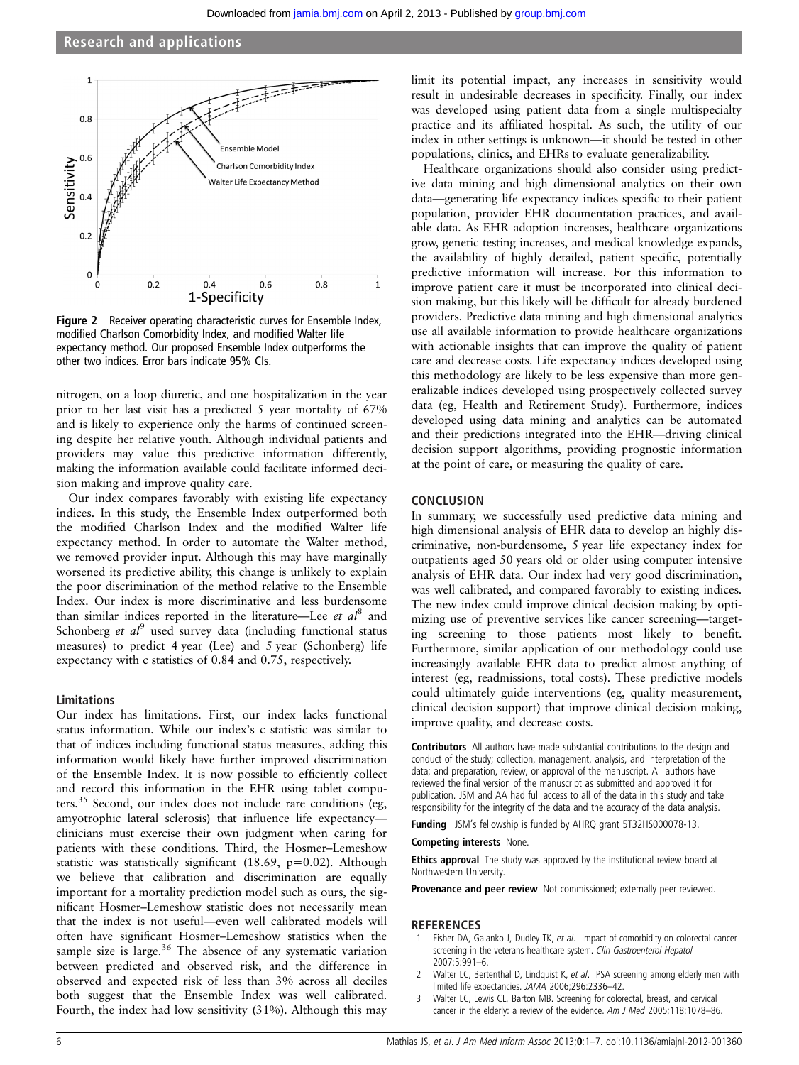Figure 2 Receiver operating characteristic curves for Ensemble Index, modified Charlson Comorbidity Index, and modified Walter life expectancy method. Our proposed Ensemble Index outperforms the other two indices. Error bars indicate 95% CIs.

nitrogen, on a loop diuretic, and one hospitalization in the year prior to her last visit has a predicted 5 year mortality of 67% and is likely to experience only the harms of continued screening despite her relative youth. Although individual patients and providers may value this predictive information differently, making the information available could facilitate informed decision making and improve quality care.

Our index compares favorably with existing life expectancy indices. In this study, the Ensemble Index outperformed both the modified Charlson Index and the modified Walter life expectancy method. In order to automate the Walter method, we removed provider input. Although this may have marginally worsened its predictive ability, this change is unlikely to explain the poor discrimination of the method relative to the Ensemble Index. Our index is more discriminative and less burdensome than similar indices reported in the literature—Lee *et al*[8] and Schonberg *et al*[9] used survey data (including functional status measures) to predict 4 year (Lee) and 5 year (Schonberg) life expectancy with c statistics of 0.84 and 0.75, respectively.

### Limitations

Our index has limitations. First, our index lacks functional status information. While our index's c statistic was similar to that of indices including functional status measures, adding this information would likely have further improved discrimination of the Ensemble Index. It is now possible to efficiently collect and record this information in the EHR using tablet computers.[35] Second, our index does not include rare conditions (eg, amyotrophic lateral sclerosis) that influence life expectancy—clinicians must exercise their own judgment when caring for patients with these conditions. Third, the Hosmer–Lemeshow statistic was statistically significant (18.69, p=0.02). Although we believe that calibration and discrimination are equally important for a mortality prediction model such as ours, the significant Hosmer–Lemeshow statistic does not necessarily mean that the index is not useful—even well calibrated models will often have significant Hosmer–Lemeshow statistics when the sample size is large.[36] The absence of any systematic variation between predicted and observed risk, and the difference in observed and expected risk of less than 3% across all deciles both suggest that the Ensemble Index was well calibrated. Fourth, the index had low sensitivity (31%). Although this may limit its potential impact, any increases in sensitivity would result in undesirable decreases in specificity. Finally, our index was developed using patient data from a single multispecialty practice and its affiliated hospital. As such, the utility of our index in other settings is unknown—it should be tested in other populations, clinics, and EHRs to evaluate generalizability.

Healthcare organizations should also consider using predictive data mining and high dimensional analytics on their own data—generating life expectancy indices specific to their patient population, provider EHR documentation practices, and available data. As EHR adoption increases, healthcare organizations grow, genetic testing increases, and medical knowledge expands, the availability of highly detailed, patient specific, potentially predictive information will increase. For this information to improve patient care it must be incorporated into clinical decision making, but this likely will be difficult for already burdened providers. Predictive data mining and high dimensional analytics use all available information to provide healthcare organizations with actionable insights that can improve the quality of patient care and decrease costs. Life expectancy indices developed using this methodology are likely to be less expensive than more generalizable indices developed using prospectively collected survey data (eg, Health and Retirement Study). Furthermore, indices developed using data mining and analytics can be automated and their predictions integrated into the EHR—driving clinical decision support algorithms, providing prognostic information at the point of care, or measuring the quality of care.

## CONCLUSION

In summary, we successfully used predictive data mining and high dimensional analysis of EHR data to develop an highly discriminative, non-burdensome, 5 year life expectancy index for outpatients aged 50 years old or older using computer intensive analysis of EHR data. Our index had very good discrimination, was well calibrated, and compared favorably to existing indices. The new index could improve clinical decision making by optimizing use of preventive services like cancer screening—targeting screening to those patients most likely to benefit. Furthermore, similar application of our methodology could use increasingly available EHR data to predict almost anything of interest (eg, readmissions, total costs). These predictive models could ultimately guide interventions (eg, quality measurement, clinical decision support) that improve clinical decision making, improve quality, and decrease costs.

**Contributors** All authors have made substantial contributions to the design and conduct of the study; collection, management, analysis, and interpretation of the data; and preparation, review, or approval of the manuscript. All authors have reviewed the final version of the manuscript as submitted and approved it for publication. JSM and AA had full access to all of the data in this study and take responsibility for the integrity of the data and the accuracy of the data analysis.

**Funding** JSM's fellowship is funded by AHRQ grant 5T32HS000078-13.

**Competing interests** None.

**Ethics approval** The study was approved by the institutional review board at Northwestern University.

**Provenance and peer review** Not commissioned; externally peer reviewed.

## REFERENCES

1. Fisher DA, Galanko J, Dudley TK, *et al*. Impact of comorbidity on colorectal cancer screening in the veterans healthcare system. *Clin Gastroenterol Hepatol* 2007;5:991–6.
2. Walter LC, Bertenthal D, Lindquist K, *et al*. PSA screening among elderly men with limited life expectancies. *JAMA* 2006;296:2336–42.
3. Walter LC, Lewis CL, Barton MB. Screening for colorectal, breast, and cervical cancer in the elderly: a review of the evidence. *Am J Med* 2005;118:1078–86.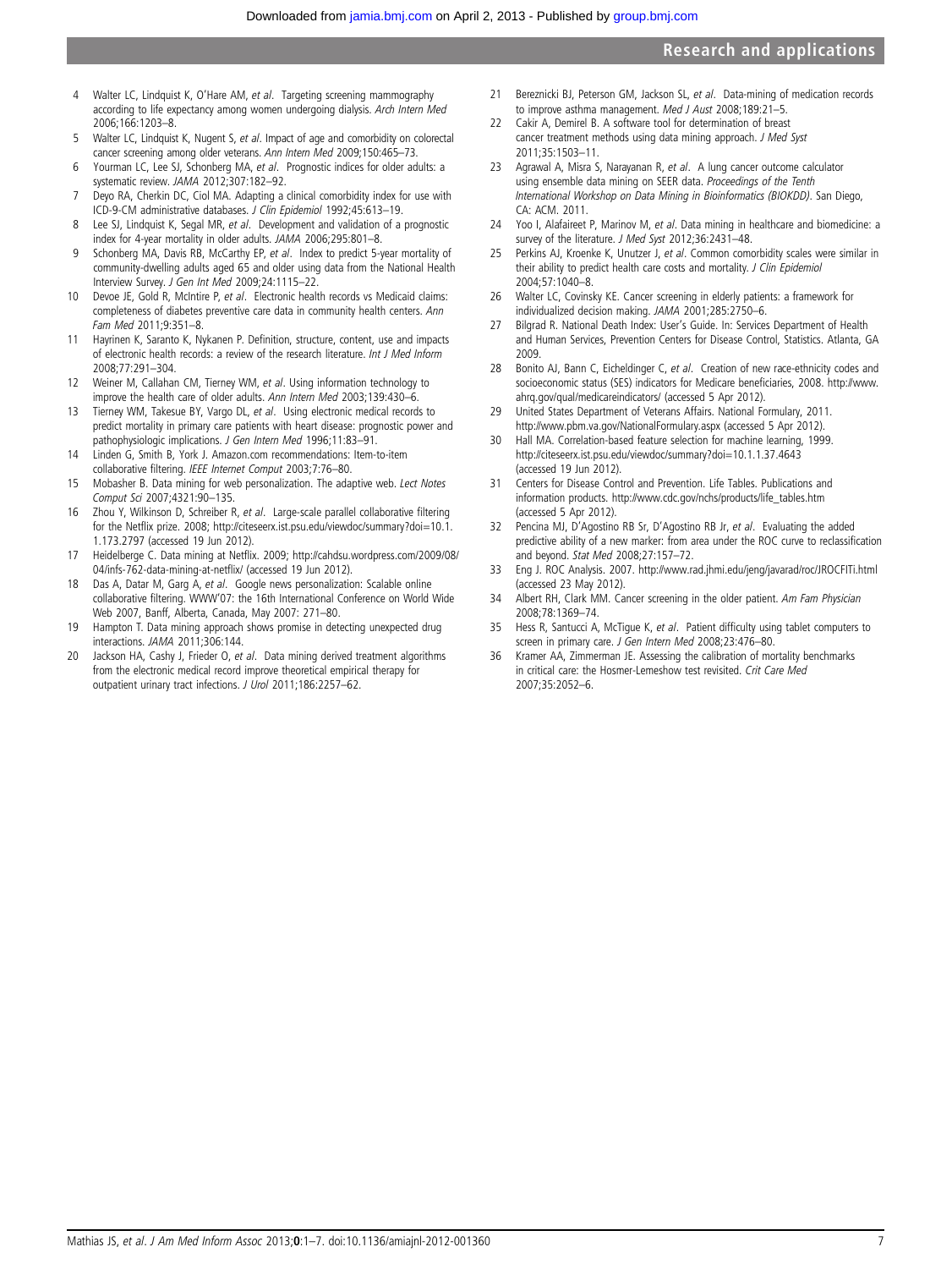4. Walter LC, Lindquist K, O'Hare AM, *et al*. Targeting screening mammography according to life expectancy among women undergoing dialysis. *Arch Intern Med* 2006;166:1203–8.
5. Walter LC, Lindquist K, Nugent S, *et al*. Impact of age and comorbidity on colorectal cancer screening among older veterans. *Ann Intern Med* 2009;150:465–73.
6. Yourman LC, Lee SJ, Schonberg MA, *et al*. Prognostic indices for older adults: a systematic review. *JAMA* 2012;307:182–92.
7. Deyo RA, Cherkin DC, Ciol MA. Adapting a clinical comorbidity index for use with ICD-9-CM administrative databases. *J Clin Epidemiol* 1992;45:613–19.
8. Lee SJ, Lindquist K, Segal MR, *et al*. Development and validation of a prognostic index for 4-year mortality in older adults. *JAMA* 2006;295:801–8.
9. Schonberg MA, Davis RB, McCarthy EP, *et al*. Index to predict 5-year mortality of community-dwelling adults aged 65 and older using data from the National Health Interview Survey. *J Gen Int Med* 2009;24:1115–22.
10. Devoe JE, Gold R, McIntire P, *et al*. Electronic health records vs Medicaid claims: completeness of diabetes preventive care data in community health centers. *Ann Fam Med* 2011;9:351–8.
11. Hayrinen K, Saranto K, Nykanen P. Definition, structure, content, use and impacts of electronic health records: a review of the research literature. *Int J Med Inform* 2008;77:291–304.
12. Weiner M, Callahan CM, Tierney WM, *et al*. Using information technology to improve the health care of older adults. *Ann Intern Med* 2003;139:430–6.
13. Tierney WM, Takesue BY, Vargo DL, *et al*. Using electronic medical records to predict mortality in primary care patients with heart disease: prognostic power and pathophysiologic implications. *J Gen Intern Med* 1996;11:83–91.
14. Linden G, Smith B, York J. Amazon.com recommendations: Item-to-item collaborative filtering. *IEEE Internet Comput* 2003;7:76–80.
15. Mobasher B. Data mining for web personalization. The adaptive web. *Lect Notes Comput Sci* 2007;4321:90–135.
16. Zhou Y, Wilkinson D, Schreiber R, *et al*. Large-scale parallel collaborative filtering for the Netflix prize. 2008; http://citeseerx.ist.psu.edu/viewdoc/summary?doi=10.1.1.173.2797 (accessed 19 Jun 2012).
17. Heidelberge C. Data mining at Netflix. 2009; http://cahdsu.wordpress.com/2009/08/04/infs-762-data-mining-at-netflix/ (accessed 19 Jun 2012).
18. Das A, Datar M, Garg A, *et al*. Google news personalization: Scalable online collaborative filtering. WWW'07: the 16th International Conference on World Wide Web 2007, Banff, Alberta, Canada, May 2007: 271–80.
19. Hampton T. Data mining approach shows promise in detecting unexpected drug interactions. *JAMA* 2011;306:144.
20. Jackson HA, Cashy J, Frieder O, *et al*. Data mining derived treatment algorithms from the electronic medical record improve theoretical empirical therapy for outpatient urinary tract infections. *J Urol* 2011;186:2257–62.
21. Bereznicki BJ, Peterson GM, Jackson SL, *et al*. Data-mining of medication records to improve asthma management. *Med J Aust* 2008;189:21–5.
22. Cakir A, Demirel B. A software tool for determination of breast cancer treatment methods using data mining approach. *J Med Syst* 2011;35:1503–11.
23. Agrawal A, Misra S, Narayanan R, *et al*. A lung cancer outcome calculator using ensemble data mining on SEER data. *Proceedings of the Tenth International Workshop on Data Mining in Bioinformatics (BIOKDD)*. San Diego, CA: ACM. 2011.
24. Yoo I, Alafaireet P, Marinov M, *et al*. Data mining in healthcare and biomedicine: a survey of the literature. *J Med Syst* 2012;36:2431–48.
25. Perkins AJ, Kroenke K, Unutzer J, *et al*. Common comorbidity scales were similar in their ability to predict health care costs and mortality. *J Clin Epidemiol* 2004;57:1040–8.
26. Walter LC, Covinsky KE. Cancer screening in elderly patients: a framework for individualized decision making. *JAMA* 2001;285:2750–6.
27. Bilgrad R. National Death Index: User's Guide. In: Services Department of Health and Human Services, Prevention Centers for Disease Control, Statistics. Atlanta, GA 2009.
28. Bonito AJ, Bann C, Eicheldinger C, *et al*. Creation of new race-ethnicity codes and socioeconomic status (SES) indicators for Medicare beneficiaries, 2008. http://www.ahrq.gov/qual/medicareindicators/ (accessed 5 Apr 2012).
29. United States Department of Veterans Affairs. National Formulary, 2011. http://www.pbm.va.gov/NationalFormulary.aspx (accessed 5 Apr 2012).
30. Hall MA. Correlation-based feature selection for machine learning, 1999. http://citeseerx.ist.psu.edu/viewdoc/summary?doi=10.1.1.37.4643 (accessed 19 Jun 2012).
31. Centers for Disease Control and Prevention. Life Tables. Publications and information products. http://www.cdc.gov/nchs/products/life_tables.htm (accessed 5 Apr 2012).
32. Pencina MJ, D'Agostino RB Sr, D'Agostino RB Jr, *et al*. Evaluating the added predictive ability of a new marker: from area under the ROC curve to reclassification and beyond. *Stat Med* 2008;27:157–72.
33. Eng J. ROC Analysis. 2007. http://www.rad.jhmi.edu/jeng/javarad/roc/JROCFITi.html (accessed 23 May 2012).
34. Albert RH, Clark MM. Cancer screening in the older patient. *Am Fam Physician* 2008;78:1369–74.
35. Hess R, Santucci A, McTigue K, *et al*. Patient difficulty using tablet computers to screen in primary care. *J Gen Intern Med* 2008;23:476–80.
36. Kramer AA, Zimmerman JE. Assessing the calibration of mortality benchmarks in critical care: the Hosmer-Lemeshow test revisited. *Crit Care Med* 2007;35:2052–6.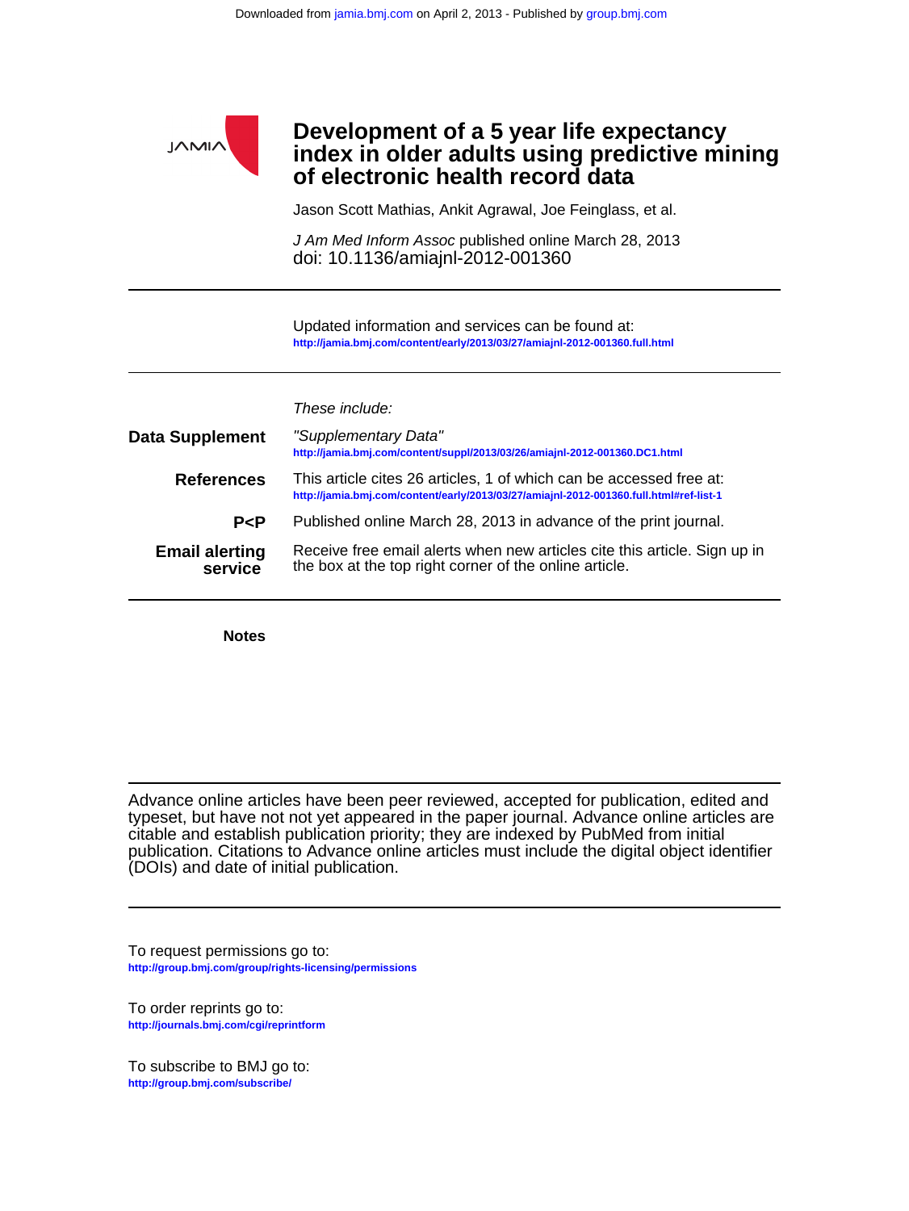# Development of a 5 year life expectancy index in older adults using predictive mining of electronic health record data

Jason Scott Mathias, Ankit Agrawal, Joe Feinglass, et al.

*J Am Med Inform Assoc* published online March 28, 2013
doi: 10.1136/amiajnl-2012-001360

Updated information and services can be found at:
http://jamia.bmj.com/content/early/2013/03/27/amiajnl-2012-001360.full.html

*These include:*

**Data Supplement** *"Supplementary Data"*
http://jamia.bmj.com/content/suppl/2013/03/26/amiajnl-2012-001360.DC1.html

**References** This article cites 26 articles, 1 of which can be accessed free at:
http://jamia.bmj.com/content/early/2013/03/27/amiajnl-2012-001360.full.html#ref-list-1

**P<P** Published online March 28, 2013 in advance of the print journal.

**Email alerting service** Receive free email alerts when new articles cite this article. Sign up in the box at the top right corner of the online article.

**Notes**

Advance online articles have been peer reviewed, accepted for publication, edited and typeset, but have not not yet appeared in the paper journal. Advance online articles are citable and establish publication priority; they are indexed by PubMed from initial publication. Citations to Advance online articles must include the digital object identifier (DOIs) and date of initial publication.

To request permissions go to:
http://group.bmj.com/group/rights-licensing/permissions

To order reprints go to:
http://journals.bmj.com/cgi/reprintform

To subscribe to BMJ go to:
http://group.bmj.com/subscribe/